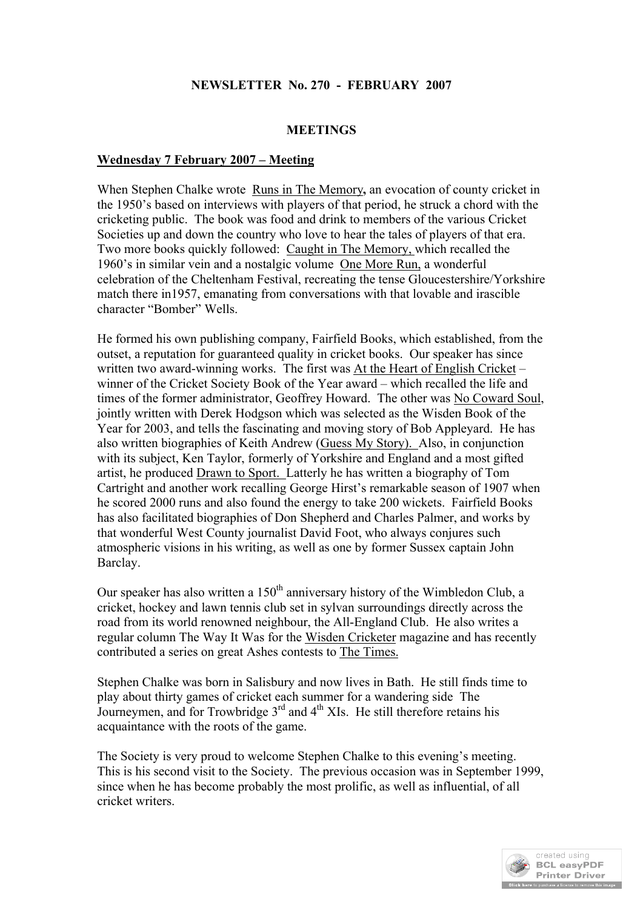**NEWSLETTER No. 270 - FEBRUARY 2007**

## MEETINGS

### Wednesday 7 February 2007 – Meeting

When Stephen Chalke wrote Runs in The Memory**,** an evocation of county cricket in the 1950's based on interviews with players of that period, he struck a chord with the cricketing public. The book was food and drink to members of the various Cricket Societies up and down the country who love to hear the tales of players of that era. Two more books quickly followed: Caught in The Memory, which recalled the 1960's in similar vein and a nostalgic volume One More Run, a wonderful celebration of the Cheltenham Festival, recreating the tense Gloucestershire/Yorkshire match there in1957, emanating from conversations with that lovable and irascible character "Bomber" Wells.

He formed his own publishing company, Fairfield Books, which established, from the outset, a reputation for guaranteed quality in cricket books. Our speaker has since written two award-winning works. The first was At the Heart of English Cricket – winner of the Cricket Society Book of the Year award – which recalled the life and times of the former administrator, Geoffrey Howard. The other was No Coward Soul, jointly written with Derek Hodgson which was selected as the Wisden Book of the Year for 2003, and tells the fascinating and moving story of Bob Appleyard. He has also written biographies of Keith Andrew (Guess My Story). Also, in conjunction with its subject, Ken Taylor, formerly of Yorkshire and England and a most gifted artist, he produced Drawn to Sport. Latterly he has written a biography of Tom Cartright and another work recalling George Hirst's remarkable season of 1907 when he scored 2000 runs and also found the energy to take 200 wickets. Fairfield Books has also facilitated biographies of Don Shepherd and Charles Palmer, and works by that wonderful West County journalist David Foot, who always conjures such atmospheric visions in his writing, as well as one by former Sussex captain John Barclay.

Our speaker has also written a 150th anniversary history of the Wimbledon Club, a cricket, hockey and lawn tennis club set in sylvan surroundings directly across the road from its world renowned neighbour, the All-England Club. He also writes a regular column The Way It Was for the Wisden Cricketer magazine and has recently contributed a series on great Ashes contests to The Times.

Stephen Chalke was born in Salisbury and now lives in Bath. He still finds time to play about thirty games of cricket each summer for a wandering side The Journeymen, and for Trowbridge 3rd and 4th XIs. He still therefore retains his acquaintance with the roots of the game.

The Society is very proud to welcome Stephen Chalke to this evening's meeting. This is his second visit to the Society. The previous occasion was in September 1999, since when he has become probably the most prolific, as well as influential, of all cricket writers.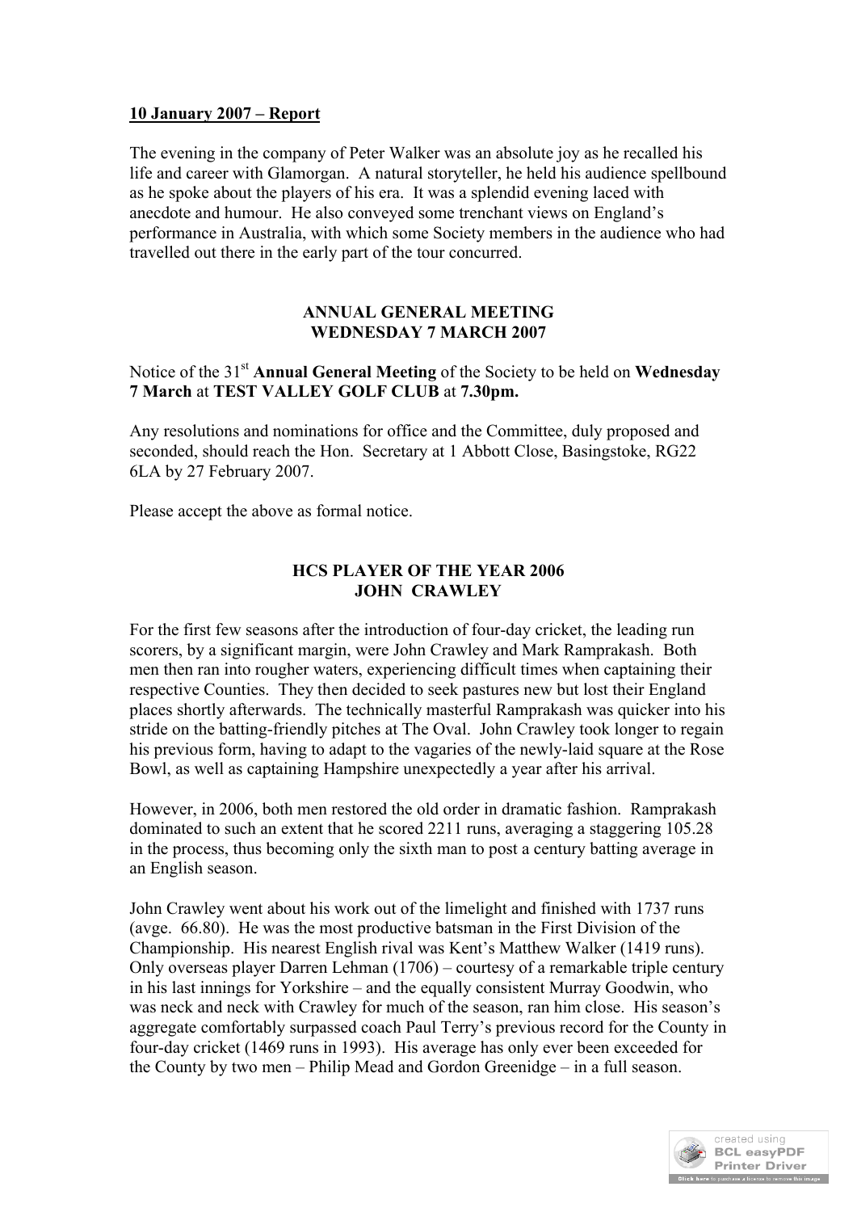**10 January 2007 – Report**

The evening in the company of Peter Walker was an absolute joy as he recalled his life and career with Glamorgan. A natural storyteller, he held his audience spellbound as he spoke about the players of his era. It was a splendid evening laced with anecdote and humour. He also conveyed some trenchant views on England's performance in Australia, with which some Society members in the audience who had travelled out there in the early part of the tour concurred.

## ANNUAL GENERAL MEETING
## WEDNESDAY 7 MARCH 2007

Notice of the 31st **Annual General Meeting** of the Society to be held on **Wednesday 7 March** at **TEST VALLEY GOLF CLUB** at **7.30pm.**

Any resolutions and nominations for office and the Committee, duly proposed and seconded, should reach the Hon. Secretary at 1 Abbott Close, Basingstoke, RG22 6LA by 27 February 2007.

Please accept the above as formal notice.

## HCS PLAYER OF THE YEAR 2006
## JOHN CRAWLEY

For the first few seasons after the introduction of four-day cricket, the leading run scorers, by a significant margin, were John Crawley and Mark Ramprakash. Both men then ran into rougher waters, experiencing difficult times when captaining their respective Counties. They then decided to seek pastures new but lost their England places shortly afterwards. The technically masterful Ramprakash was quicker into his stride on the batting-friendly pitches at The Oval. John Crawley took longer to regain his previous form, having to adapt to the vagaries of the newly-laid square at the Rose Bowl, as well as captaining Hampshire unexpectedly a year after his arrival.

However, in 2006, both men restored the old order in dramatic fashion. Ramprakash dominated to such an extent that he scored 2211 runs, averaging a staggering 105.28 in the process, thus becoming only the sixth man to post a century batting average in an English season.

John Crawley went about his work out of the limelight and finished with 1737 runs (avge. 66.80). He was the most productive batsman in the First Division of the Championship. His nearest English rival was Kent's Matthew Walker (1419 runs). Only overseas player Darren Lehman (1706) – courtesy of a remarkable triple century in his last innings for Yorkshire – and the equally consistent Murray Goodwin, who was neck and neck with Crawley for much of the season, ran him close. His season's aggregate comfortably surpassed coach Paul Terry's previous record for the County in four-day cricket (1469 runs in 1993). His average has only ever been exceeded for the County by two men – Philip Mead and Gordon Greenidge – in a full season.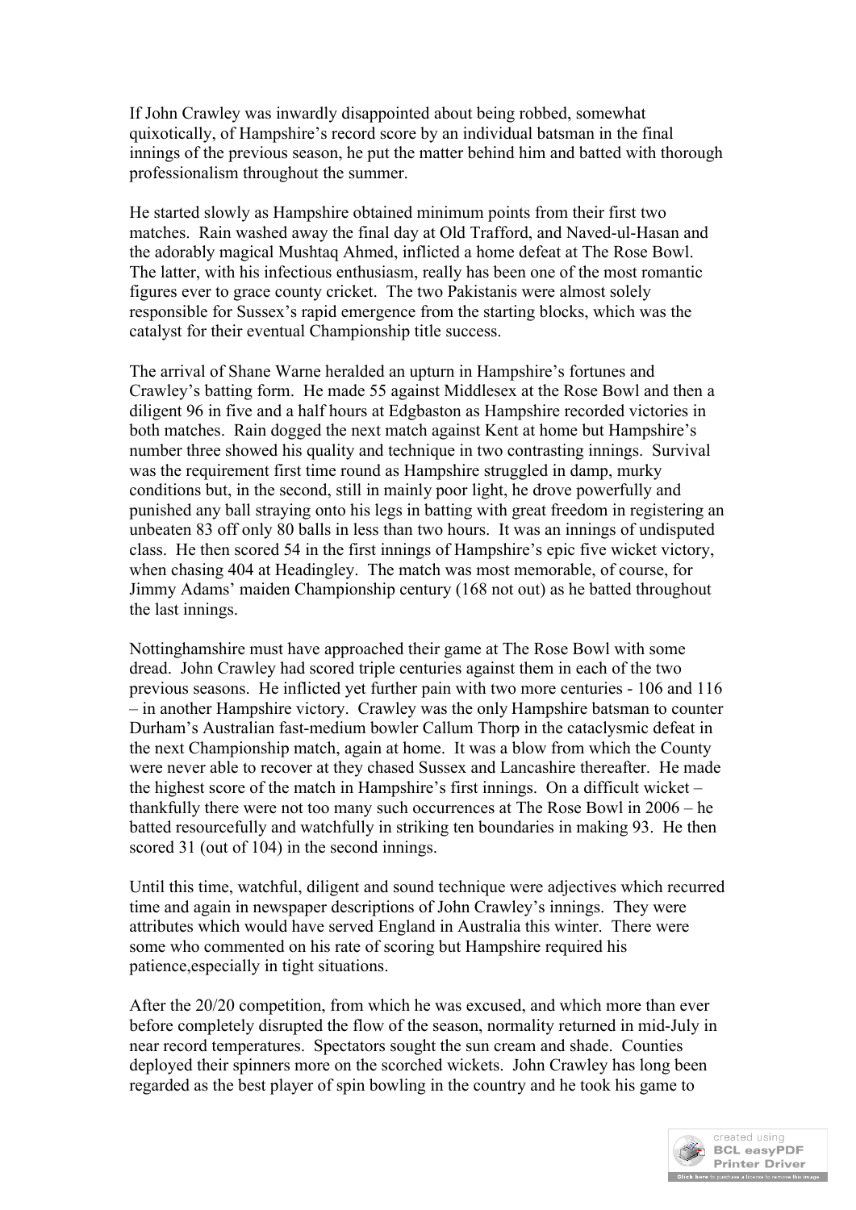If John Crawley was inwardly disappointed about being robbed, somewhat quixotically, of Hampshire's record score by an individual batsman in the final innings of the previous season, he put the matter behind him and batted with thorough professionalism throughout the summer.

He started slowly as Hampshire obtained minimum points from their first two matches. Rain washed away the final day at Old Trafford, and Naved-ul-Hasan and the adorably magical Mushtaq Ahmed, inflicted a home defeat at The Rose Bowl. The latter, with his infectious enthusiasm, really has been one of the most romantic figures ever to grace county cricket. The two Pakistanis were almost solely responsible for Sussex's rapid emergence from the starting blocks, which was the catalyst for their eventual Championship title success.

The arrival of Shane Warne heralded an upturn in Hampshire's fortunes and Crawley's batting form. He made 55 against Middlesex at the Rose Bowl and then a diligent 96 in five and a half hours at Edgbaston as Hampshire recorded victories in both matches. Rain dogged the next match against Kent at home but Hampshire's number three showed his quality and technique in two contrasting innings. Survival was the requirement first time round as Hampshire struggled in damp, murky conditions but, in the second, still in mainly poor light, he drove powerfully and punished any ball straying onto his legs in batting with great freedom in registering an unbeaten 83 off only 80 balls in less than two hours. It was an innings of undisputed class. He then scored 54 in the first innings of Hampshire's epic five wicket victory, when chasing 404 at Headingley. The match was most memorable, of course, for Jimmy Adams' maiden Championship century (168 not out) as he batted throughout the last innings.

Nottinghamshire must have approached their game at The Rose Bowl with some dread. John Crawley had scored triple centuries against them in each of the two previous seasons. He inflicted yet further pain with two more centuries - 106 and 116 – in another Hampshire victory. Crawley was the only Hampshire batsman to counter Durham's Australian fast-medium bowler Callum Thorp in the cataclysmic defeat in the next Championship match, again at home. It was a blow from which the County were never able to recover at they chased Sussex and Lancashire thereafter. He made the highest score of the match in Hampshire's first innings. On a difficult wicket – thankfully there were not too many such occurrences at The Rose Bowl in 2006 – he batted resourcefully and watchfully in striking ten boundaries in making 93. He then scored 31 (out of 104) in the second innings.

Until this time, watchful, diligent and sound technique were adjectives which recurred time and again in newspaper descriptions of John Crawley's innings. They were attributes which would have served England in Australia this winter. There were some who commented on his rate of scoring but Hampshire required his patience,especially in tight situations.

After the 20/20 competition, from which he was excused, and which more than ever before completely disrupted the flow of the season, normality returned in mid-July in near record temperatures. Spectators sought the sun cream and shade. Counties deployed their spinners more on the scorched wickets. John Crawley has long been regarded as the best player of spin bowling in the country and he took his game to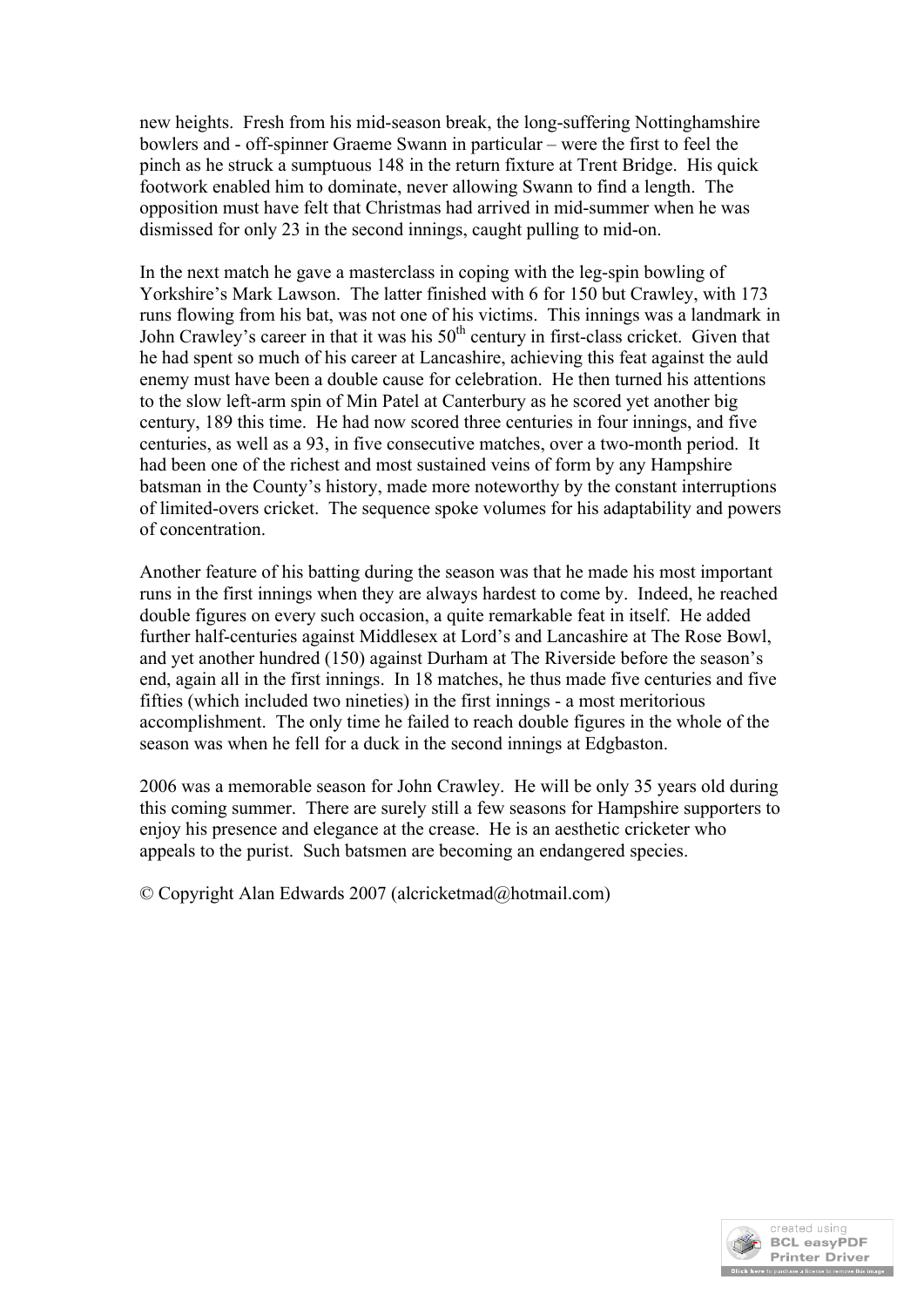new heights. Fresh from his mid-season break, the long-suffering Nottinghamshire bowlers and - off-spinner Graeme Swann in particular – were the first to feel the pinch as he struck a sumptuous 148 in the return fixture at Trent Bridge. His quick footwork enabled him to dominate, never allowing Swann to find a length. The opposition must have felt that Christmas had arrived in mid-summer when he was dismissed for only 23 in the second innings, caught pulling to mid-on.

In the next match he gave a masterclass in coping with the leg-spin bowling of Yorkshire's Mark Lawson. The latter finished with 6 for 150 but Crawley, with 173 runs flowing from his bat, was not one of his victims. This innings was a landmark in John Crawley's career in that it was his 50th century in first-class cricket. Given that he had spent so much of his career at Lancashire, achieving this feat against the auld enemy must have been a double cause for celebration. He then turned his attentions to the slow left-arm spin of Min Patel at Canterbury as he scored yet another big century, 189 this time. He had now scored three centuries in four innings, and five centuries, as well as a 93, in five consecutive matches, over a two-month period. It had been one of the richest and most sustained veins of form by any Hampshire batsman in the County's history, made more noteworthy by the constant interruptions of limited-overs cricket. The sequence spoke volumes for his adaptability and powers of concentration.

Another feature of his batting during the season was that he made his most important runs in the first innings when they are always hardest to come by. Indeed, he reached double figures on every such occasion, a quite remarkable feat in itself. He added further half-centuries against Middlesex at Lord's and Lancashire at The Rose Bowl, and yet another hundred (150) against Durham at The Riverside before the season's end, again all in the first innings. In 18 matches, he thus made five centuries and five fifties (which included two nineties) in the first innings - a most meritorious accomplishment. The only time he failed to reach double figures in the whole of the season was when he fell for a duck in the second innings at Edgbaston.

2006 was a memorable season for John Crawley. He will be only 35 years old during this coming summer. There are surely still a few seasons for Hampshire supporters to enjoy his presence and elegance at the crease. He is an aesthetic cricketer who appeals to the purist. Such batsmen are becoming an endangered species.

© Copyright Alan Edwards 2007 (alcricketmad@hotmail.com)